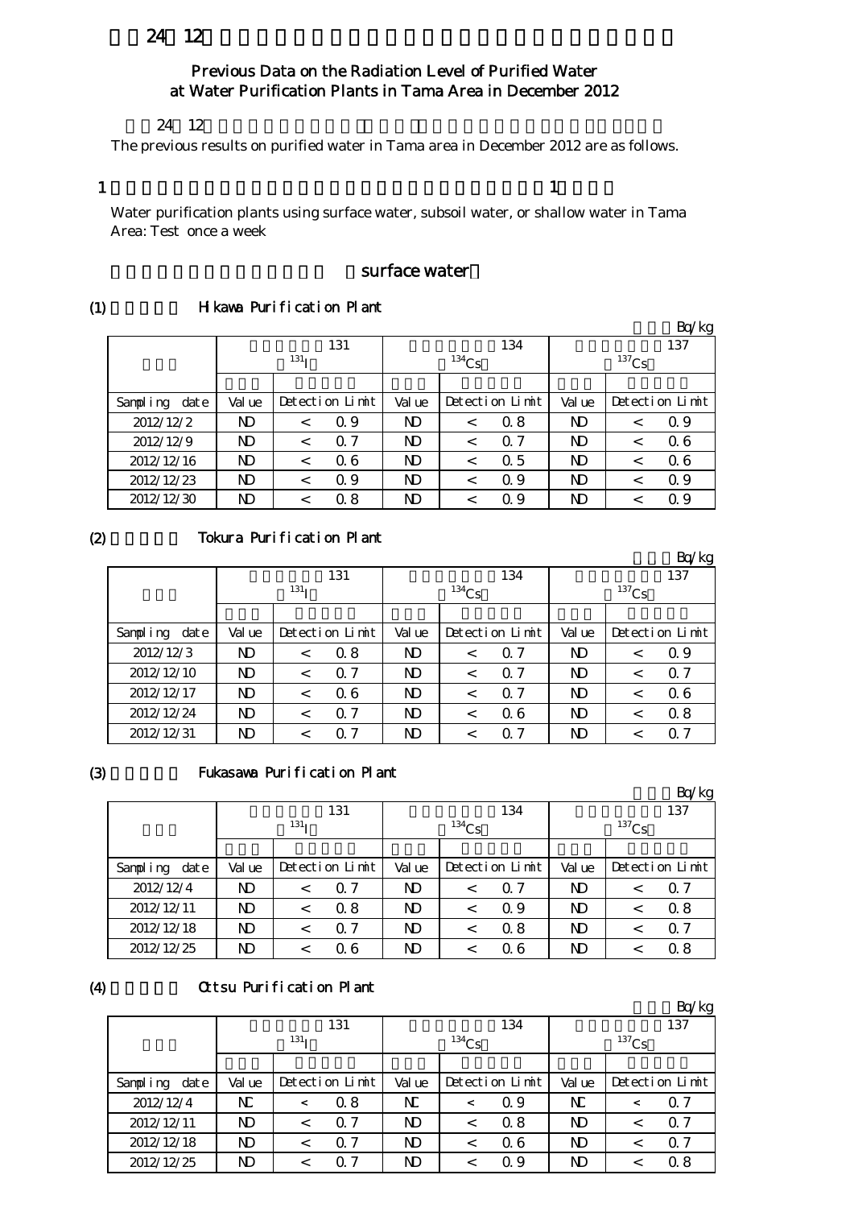24 12

## Previous Data on the Radiation Level of Purified Water at Water Purification Plants in Tama Area in December 2012

24 12

The previous results on purified water in Tama area in December 2012 are as follows.

1 1

Water purification plants using surface water, subsoil water, or shallow water in Tama Area: Test once a week

surface water

### (1) Hikawa Purification Plant

Bq/kg

| | 131 $^{131}$I | | | 134 $^{134}$Cs | | | 137 $^{137}$Cs | | |
|---|---|---|---|---|---|---|---|---|---|
| Sampling date | Value | Detection Limit | | Value | Detection Limit | | Value | Detection Limit | |
| 2012/12/2 | ND | < | 0.9 | ND | < | 0.8 | ND | < | 0.9 |
| 2012/12/9 | ND | < | 0.7 | ND | < | 0.7 | ND | < | 0.6 |
| 2012/12/16 | ND | < | 0.6 | ND | < | 0.5 | ND | < | 0.6 |
| 2012/12/23 | ND | < | 0.9 | ND | < | 0.9 | ND | < | 0.9 |
| 2012/12/30 | ND | < | 0.8 | ND | < | 0.9 | ND | < | 0.9 |

### (2) Tokura Purification Plant

Bq/kg

| | 131 $^{131}$I | | | 134 $^{134}$Cs | | | 137 $^{137}$Cs | | |
|---|---|---|---|---|---|---|---|---|---|
| Sampling date | Value | Detection Limit | | Value | Detection Limit | | Value | Detection Limit | |
| 2012/12/3 | ND | < | 0.8 | ND | < | 0.7 | ND | < | 0.9 |
| 2012/12/10 | ND | < | 0.7 | ND | < | 0.7 | ND | < | 0.7 |
| 2012/12/17 | ND | < | 0.6 | ND | < | 0.7 | ND | < | 0.6 |
| 2012/12/24 | ND | < | 0.7 | ND | < | 0.6 | ND | < | 0.8 |
| 2012/12/31 | ND | < | 0.7 | ND | < | 0.7 | ND | < | 0.7 |

### (3) Fukasawa Purification Plant

Bq/kg

| | 131 $^{131}$I | | | 134 $^{134}$Cs | | | 137 $^{137}$Cs | | |
|---|---|---|---|---|---|---|---|---|---|
| Sampling date | Value | Detection Limit | | Value | Detection Limit | | Value | Detection Limit | |
| 2012/12/4 | ND | < | 0.7 | ND | < | 0.7 | ND | < | 0.7 |
| 2012/12/11 | ND | < | 0.8 | ND | < | 0.9 | ND | < | 0.8 |
| 2012/12/18 | ND | < | 0.7 | ND | < | 0.8 | ND | < | 0.7 |
| 2012/12/25 | ND | < | 0.6 | ND | < | 0.6 | ND | < | 0.8 |

### (4) Ottsu Purification Plant

Bq/kg

| | 131 $^{131}$I | | | 134 $^{134}$Cs | | | 137 $^{137}$Cs | | |
|---|---|---|---|---|---|---|---|---|---|
| Sampling date | Value | Detection Limit | | Value | Detection Limit | | Value | Detection Limit | |
| 2012/12/4 | NC | < | 0.8 | NC | < | 0.9 | NC | < | 0.7 |
| 2012/12/11 | ND | < | 0.7 | ND | < | 0.8 | ND | < | 0.7 |
| 2012/12/18 | ND | < | 0.7 | ND | < | 0.6 | ND | < | 0.7 |
| 2012/12/25 | ND | < | 0.7 | ND | < | 0.9 | ND | < | 0.8 |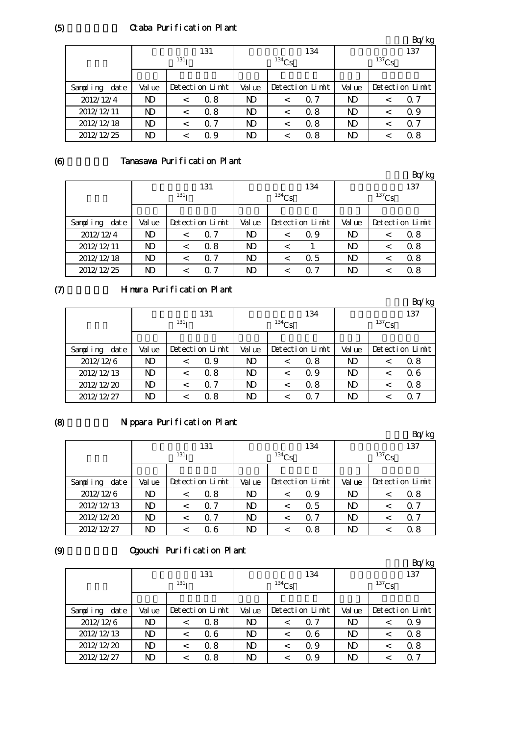(5) Otaba Purification Plant

Bq/kg

| | 131 $^{131}$I | | 134 $^{134}$Cs | | 137 $^{137}$Cs | |
|---|---|---|---|---|---|---|
| Sampling date | Value | Detection Limit | Value | Detection Limit | Value | Detection Limit |
| 2012/12/4 | ND | < 0.8 | ND | < 0.7 | ND | < 0.7 |
| 2012/12/11 | ND | < 0.8 | ND | < 0.8 | ND | < 0.9 |
| 2012/12/18 | ND | < 0.7 | ND | < 0.8 | ND | < 0.7 |
| 2012/12/25 | ND | < 0.9 | ND | < 0.8 | ND | < 0.8 |

(6) Tanasawa Purification Plant

Bq/kg

| | 131 $^{131}$I | | 134 $^{134}$Cs | | 137 $^{137}$Cs | |
|---|---|---|---|---|---|---|
| Sampling date | Value | Detection Limit | Value | Detection Limit | Value | Detection Limit |
| 2012/12/4 | ND | < 0.7 | ND | < 0.9 | ND | < 0.8 |
| 2012/12/11 | ND | < 0.8 | ND | < 1 | ND | < 0.8 |
| 2012/12/18 | ND | < 0.7 | ND | < 0.5 | ND | < 0.8 |
| 2012/12/25 | ND | < 0.7 | ND | < 0.7 | ND | < 0.8 |

(7) Himura Purification Plant

Bq/kg

| | 131 $^{131}$I | | 134 $^{134}$Cs | | 137 $^{137}$Cs | |
|---|---|---|---|---|---|---|
| Sampling date | Value | Detection Limit | Value | Detection Limit | Value | Detection Limit |
| 2012/12/6 | ND | < 0.9 | ND | < 0.8 | ND | < 0.8 |
| 2012/12/13 | ND | < 0.8 | ND | < 0.9 | ND | < 0.6 |
| 2012/12/20 | ND | < 0.7 | ND | < 0.8 | ND | < 0.8 |
| 2012/12/27 | ND | < 0.8 | ND | < 0.7 | ND | < 0.7 |

(8) Nippara Purification Plant

Bq/kg

| | 131 $^{131}$I | | 134 $^{134}$Cs | | 137 $^{137}$Cs | |
|---|---|---|---|---|---|---|
| Sampling date | Value | Detection Limit | Value | Detection Limit | Value | Detection Limit |
| 2012/12/6 | ND | < 0.8 | ND | < 0.9 | ND | < 0.8 |
| 2012/12/13 | ND | < 0.7 | ND | < 0.5 | ND | < 0.7 |
| 2012/12/20 | ND | < 0.7 | ND | < 0.7 | ND | < 0.7 |
| 2012/12/27 | ND | < 0.6 | ND | < 0.8 | ND | < 0.8 |

(9) Ogouchi Purification Plant

Bq/kg

| | 131 $^{131}$I | | 134 $^{134}$Cs | | 137 $^{137}$Cs | |
|---|---|---|---|---|---|---|
| Sampling date | Value | Detection Limit | Value | Detection Limit | Value | Detection Limit |
| 2012/12/6 | ND | < 0.8 | ND | < 0.7 | ND | < 0.9 |
| 2012/12/13 | ND | < 0.6 | ND | < 0.6 | ND | < 0.8 |
| 2012/12/20 | ND | < 0.8 | ND | < 0.9 | ND | < 0.8 |
| 2012/12/27 | ND | < 0.8 | ND | < 0.9 | ND | < 0.7 |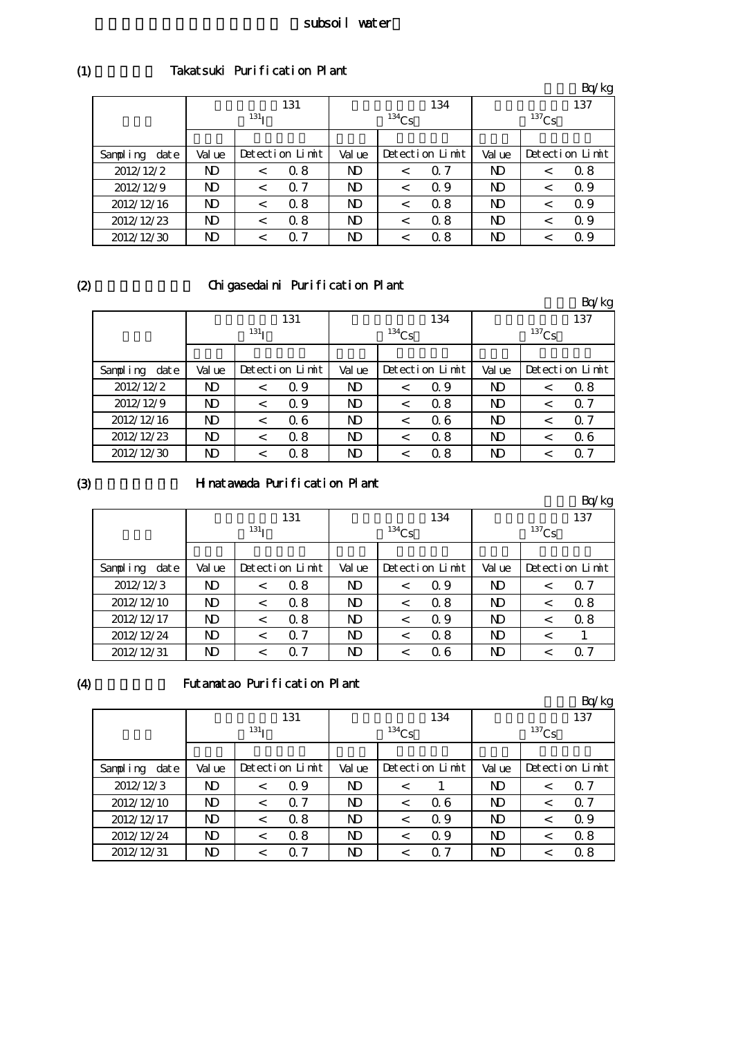subsoil water

(1) Takatsuki Purification Plant

Bq/kg

| | 131 $^{131}I$ | | | 134 $^{134}Cs$ | | | 137 $^{137}Cs$ | | |
|---|---|---|---|---|---|---|---|---|---|
| Sampling date | Value | Detection Limit | | Value | Detection Limit | | Value | Detection Limit | |
| 2012/12/2 | ND | < | 0.8 | ND | < | 0.7 | ND | < | 0.8 |
| 2012/12/9 | ND | < | 0.7 | ND | < | 0.9 | ND | < | 0.9 |
| 2012/12/16 | ND | < | 0.8 | ND | < | 0.8 | ND | < | 0.9 |
| 2012/12/23 | ND | < | 0.8 | ND | < | 0.8 | ND | < | 0.9 |
| 2012/12/30 | ND | < | 0.7 | ND | < | 0.8 | ND | < | 0.9 |

(2) Chigasedaini Purification Plant

Bq/kg

| | 131 $^{131}I$ | | | 134 $^{134}Cs$ | | | 137 $^{137}Cs$ | | |
|---|---|---|---|---|---|---|---|---|---|
| Sampling date | Value | Detection Limit | | Value | Detection Limit | | Value | Detection Limit | |
| 2012/12/2 | ND | < | 0.9 | ND | < | 0.9 | ND | < | 0.8 |
| 2012/12/9 | ND | < | 0.9 | ND | < | 0.8 | ND | < | 0.7 |
| 2012/12/16 | ND | < | 0.6 | ND | < | 0.6 | ND | < | 0.7 |
| 2012/12/23 | ND | < | 0.8 | ND | < | 0.8 | ND | < | 0.6 |
| 2012/12/30 | ND | < | 0.8 | ND | < | 0.8 | ND | < | 0.7 |

(3) Hinatawada Purification Plant

Bq/kg

| | 131 $^{131}I$ | | | 134 $^{134}Cs$ | | | 137 $^{137}Cs$ | | |
|---|---|---|---|---|---|---|---|---|---|
| Sampling date | Value | Detection Limit | | Value | Detection Limit | | Value | Detection Limit | |
| 2012/12/3 | ND | < | 0.8 | ND | < | 0.9 | ND | < | 0.7 |
| 2012/12/10 | ND | < | 0.8 | ND | < | 0.8 | ND | < | 0.8 |
| 2012/12/17 | ND | < | 0.8 | ND | < | 0.9 | ND | < | 0.8 |
| 2012/12/24 | ND | < | 0.7 | ND | < | 0.8 | ND | < | 1 |
| 2012/12/31 | ND | < | 0.7 | ND | < | 0.6 | ND | < | 0.7 |

(4) Futamatao Purification Plant

Bq/kg

| | 131 $^{131}I$ | | | 134 $^{134}Cs$ | | | 137 $^{137}Cs$ | | |
|---|---|---|---|---|---|---|---|---|---|
| Sampling date | Value | Detection Limit | | Value | Detection Limit | | Value | Detection Limit | |
| 2012/12/3 | ND | < | 0.9 | ND | < | 1 | ND | < | 0.7 |
| 2012/12/10 | ND | < | 0.7 | ND | < | 0.6 | ND | < | 0.7 |
| 2012/12/17 | ND | < | 0.8 | ND | < | 0.9 | ND | < | 0.9 |
| 2012/12/24 | ND | < | 0.8 | ND | < | 0.9 | ND | < | 0.8 |
| 2012/12/31 | ND | < | 0.7 | ND | < | 0.7 | ND | < | 0.8 |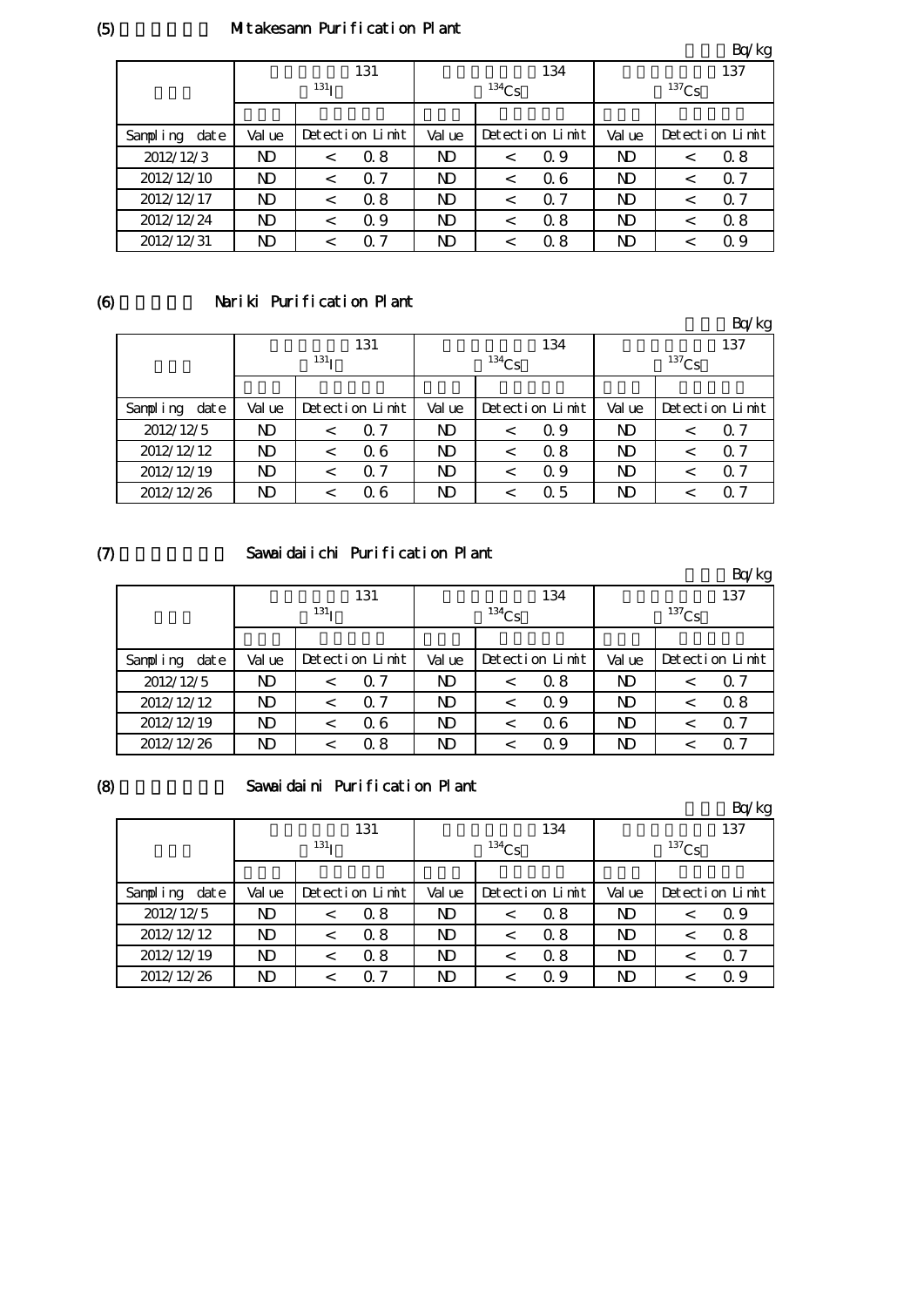(5) Mitakesann Purification Plant

Bq/kg

| | 131 $^{131}$I | | 134 $^{134}$Cs | | 137 $^{137}$Cs | |
|---|---|---|---|---|---|---|
| Sampling date | Value | Detection Limit | Value | Detection Limit | Value | Detection Limit |
| 2012/12/3 | ND | < 0.8 | ND | < 0.9 | ND | < 0.8 |
| 2012/12/10 | ND | < 0.7 | ND | < 0.6 | ND | < 0.7 |
| 2012/12/17 | ND | < 0.8 | ND | < 0.7 | ND | < 0.7 |
| 2012/12/24 | ND | < 0.9 | ND | < 0.8 | ND | < 0.8 |
| 2012/12/31 | ND | < 0.7 | ND | < 0.8 | ND | < 0.9 |

(6) Nariki Purification Plant

Bq/kg

| | 131 $^{131}$I | | 134 $^{134}$Cs | | 137 $^{137}$Cs | |
|---|---|---|---|---|---|---|
| Sampling date | Value | Detection Limit | Value | Detection Limit | Value | Detection Limit |
| 2012/12/5 | ND | < 0.7 | ND | < 0.9 | ND | < 0.7 |
| 2012/12/12 | ND | < 0.6 | ND | < 0.8 | ND | < 0.7 |
| 2012/12/19 | ND | < 0.7 | ND | < 0.9 | ND | < 0.7 |
| 2012/12/26 | ND | < 0.6 | ND | < 0.5 | ND | < 0.7 |

(7) Sawaidaiichi Purification Plant

Bq/kg

| | 131 $^{131}$I | | 134 $^{134}$Cs | | 137 $^{137}$Cs | |
|---|---|---|---|---|---|---|
| Sampling date | Value | Detection Limit | Value | Detection Limit | Value | Detection Limit |
| 2012/12/5 | ND | < 0.7 | ND | < 0.8 | ND | < 0.7 |
| 2012/12/12 | ND | < 0.7 | ND | < 0.9 | ND | < 0.8 |
| 2012/12/19 | ND | < 0.6 | ND | < 0.6 | ND | < 0.7 |
| 2012/12/26 | ND | < 0.8 | ND | < 0.9 | ND | < 0.7 |

(8) Sawaidaini Purification Plant

Bq/kg

| | 131 $^{131}$I | | 134 $^{134}$Cs | | 137 $^{137}$Cs | |
|---|---|---|---|---|---|---|
| Sampling date | Value | Detection Limit | Value | Detection Limit | Value | Detection Limit |
| 2012/12/5 | ND | < 0.8 | ND | < 0.8 | ND | < 0.9 |
| 2012/12/12 | ND | < 0.8 | ND | < 0.8 | ND | < 0.8 |
| 2012/12/19 | ND | < 0.8 | ND | < 0.8 | ND | < 0.7 |
| 2012/12/26 | ND | < 0.7 | ND | < 0.9 | ND | < 0.9 |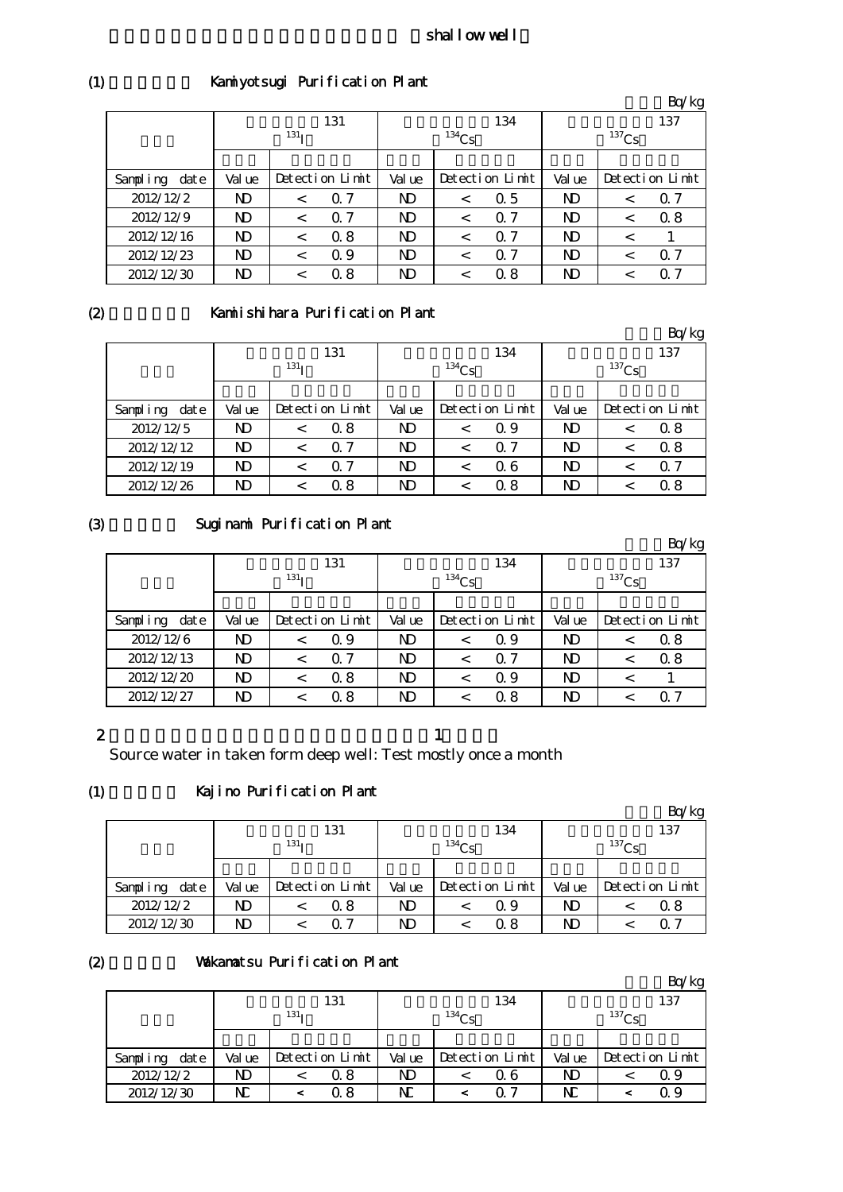shallow well

(1) Kamiyotsugi Purification Plant

Bq/kg

| | 131 $^{131}I$ | | 134 $^{134}Cs$ | | 137 $^{137}Cs$ | |
|---|---|---|---|---|---|---|
| Sampling date | Value | Detection Limit | Value | Detection Limit | Value | Detection Limit |
| 2012/12/2 | ND | < 0.7 | ND | < 0.5 | ND | < 0.7 |
| 2012/12/9 | ND | < 0.7 | ND | < 0.7 | ND | < 0.8 |
| 2012/12/16 | ND | < 0.8 | ND | < 0.7 | ND | < 1 |
| 2012/12/23 | ND | < 0.9 | ND | < 0.7 | ND | < 0.7 |
| 2012/12/30 | ND | < 0.8 | ND | < 0.8 | ND | < 0.7 |

(2) Kamiishihara Purification Plant

Bq/kg

| | 131 $^{131}I$ | | 134 $^{134}Cs$ | | 137 $^{137}Cs$ | |
|---|---|---|---|---|---|---|
| Sampling date | Value | Detection Limit | Value | Detection Limit | Value | Detection Limit |
| 2012/12/5 | ND | < 0.8 | ND | < 0.9 | ND | < 0.8 |
| 2012/12/12 | ND | < 0.7 | ND | < 0.7 | ND | < 0.8 |
| 2012/12/19 | ND | < 0.7 | ND | < 0.6 | ND | < 0.7 |
| 2012/12/26 | ND | < 0.8 | ND | < 0.8 | ND | < 0.8 |

(3) Suginami Purification Plant

Bq/kg

| | 131 $^{131}I$ | | 134 $^{134}Cs$ | | 137 $^{137}Cs$ | |
|---|---|---|---|---|---|---|
| Sampling date | Value | Detection Limit | Value | Detection Limit | Value | Detection Limit |
| 2012/12/6 | ND | < 0.9 | ND | < 0.9 | ND | < 0.8 |
| 2012/12/13 | ND | < 0.7 | ND | < 0.7 | ND | < 0.8 |
| 2012/12/20 | ND | < 0.8 | ND | < 0.9 | ND | < 1 |
| 2012/12/27 | ND | < 0.8 | ND | < 0.8 | ND | < 0.7 |

2 1

Source water in taken form deep well: Test mostly once a month

(1) Kajino Purification Plant

Bq/kg

| | 131 $^{131}I$ | | 134 $^{134}Cs$ | | 137 $^{137}Cs$ | |
|---|---|---|---|---|---|---|
| Sampling date | Value | Detection Limit | Value | Detection Limit | Value | Detection Limit |
| 2012/12/2 | ND | < 0.8 | ND | < 0.9 | ND | < 0.8 |
| 2012/12/30 | ND | < 0.7 | ND | < 0.8 | ND | < 0.7 |

(2) Wakamatsu Purification Plant

Bq/kg

| | 131 $^{131}I$ | | 134 $^{134}Cs$ | | 137 $^{137}Cs$ | |
|---|---|---|---|---|---|---|
| Sampling date | Value | Detection Limit | Value | Detection Limit | Value | Detection Limit |
| 2012/12/2 | ND | < 0.8 | ND | < 0.6 | ND | < 0.9 |
| 2012/12/30 | ND | < 0.8 | ND | < 0.7 | ND | < 0.9 |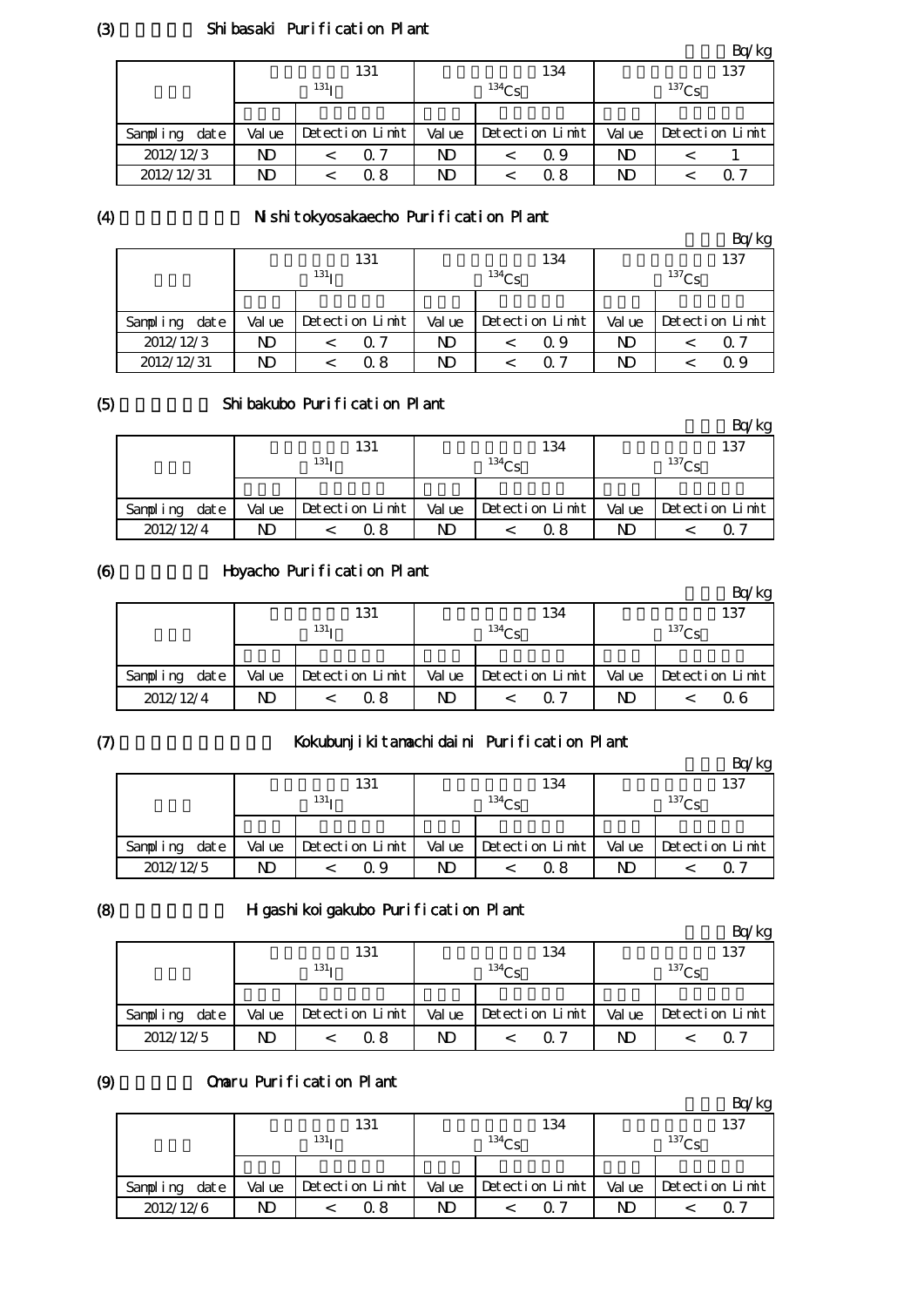(3) Shibasaki Purification Plant

Bq/kg

| | 131 $^{131}$I | | 134 $^{134}$Cs | | 137 $^{137}$Cs | |
|---|---|---|---|---|---|---|
| Sampling date | Value | Detection Limit | Value | Detection Limit | Value | Detection Limit |
| 2012/12/3 | ND | < 0.7 | ND | < 0.9 | ND | < 1 |
| 2012/12/31 | ND | < 0.8 | ND | < 0.8 | ND | < 0.7 |

(4) Nishitokyosakaecho Purification Plant

Bq/kg

| | 131 $^{131}$I | | 134 $^{134}$Cs | | 137 $^{137}$Cs | |
|---|---|---|---|---|---|---|
| Sampling date | Value | Detection Limit | Value | Detection Limit | Value | Detection Limit |
| 2012/12/3 | ND | < 0.7 | ND | < 0.9 | ND | < 0.7 |
| 2012/12/31 | ND | < 0.8 | ND | < 0.7 | ND | < 0.9 |

(5) Shibakubo Purification Plant

Bq/kg

| | 131 $^{131}$I | | 134 $^{134}$Cs | | 137 $^{137}$Cs | |
|---|---|---|---|---|---|---|
| Sampling date | Value | Detection Limit | Value | Detection Limit | Value | Detection Limit |
| 2012/12/4 | ND | < 0.8 | ND | < 0.8 | ND | < 0.7 |

(6) Hoyacho Purification Plant

Bq/kg

| | 131 $^{131}$I | | 134 $^{134}$Cs | | 137 $^{137}$Cs | |
|---|---|---|---|---|---|---|
| Sampling date | Value | Detection Limit | Value | Detection Limit | Value | Detection Limit |
| 2012/12/4 | ND | < 0.8 | ND | < 0.7 | ND | < 0.6 |

(7) Kokubunjikitamachidaini Purification Plant

Bq/kg

| | 131 $^{131}$I | | 134 $^{134}$Cs | | 137 $^{137}$Cs | |
|---|---|---|---|---|---|---|
| Sampling date | Value | Detection Limit | Value | Detection Limit | Value | Detection Limit |
| 2012/12/5 | ND | < 0.9 | ND | < 0.8 | ND | < 0.7 |

(8) Higashikoigakubo Purification Plant

Bq/kg

| | 131 $^{131}$I | | 134 $^{134}$Cs | | 137 $^{137}$Cs | |
|---|---|---|---|---|---|---|
| Sampling date | Value | Detection Limit | Value | Detection Limit | Value | Detection Limit |
| 2012/12/5 | ND | < 0.8 | ND | < 0.7 | ND | < 0.7 |

(9) Omaru Purification Plant

Bq/kg

| | 131 $^{131}$I | | 134 $^{134}$Cs | | 137 $^{137}$Cs | |
|---|---|---|---|---|---|---|
| Sampling date | Value | Detection Limit | Value | Detection Limit | Value | Detection Limit |
| 2012/12/6 | ND | < 0.8 | ND | < 0.7 | ND | < 0.7 |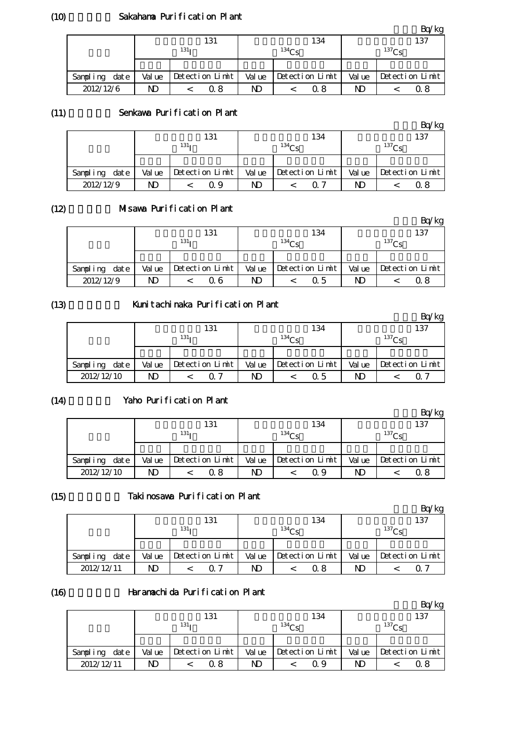## (10) Sakahama Purification Plant

Bq/kg

| | 131 $^{131}I$ | | 134 $^{134}Cs$ | | 137 $^{137}Cs$ | |
|---|---|---|---|---|---|---|
| Sampling date | Value | Detection Limit | Value | Detection Limit | Value | Detection Limit |
| 2012/12/6 | ND | < 0.8 | ND | < 0.8 | ND | < 0.8 |

## (11) Senkawa Purification Plant

Bq/kg

| | 131 $^{131}I$ | | 134 $^{134}Cs$ | | 137 $^{137}Cs$ | |
|---|---|---|---|---|---|---|
| Sampling date | Value | Detection Limit | Value | Detection Limit | Value | Detection Limit |
| 2012/12/9 | ND | < 0.9 | ND | < 0.7 | ND | < 0.8 |

## (12) Misawa Purification Plant

Bq/kg

| | 131 $^{131}I$ | | 134 $^{134}Cs$ | | 137 $^{137}Cs$ | |
|---|---|---|---|---|---|---|
| Sampling date | Value | Detection Limit | Value | Detection Limit | Value | Detection Limit |
| 2012/12/9 | ND | < 0.6 | ND | < 0.5 | ND | < 0.8 |

## (13) Kunitachinaka Purification Plant

Bq/kg

| | 131 $^{131}I$ | | 134 $^{134}Cs$ | | 137 $^{137}Cs$ | |
|---|---|---|---|---|---|---|
| Sampling date | Value | Detection Limit | Value | Detection Limit | Value | Detection Limit |
| 2012/12/10 | ND | < 0.7 | ND | < 0.5 | ND | < 0.7 |

## (14) Yaho Purification Plant

Bq/kg

| | 131 $^{131}I$ | | 134 $^{134}Cs$ | | 137 $^{137}Cs$ | |
|---|---|---|---|---|---|---|
| Sampling date | Value | Detection Limit | Value | Detection Limit | Value | Detection Limit |
| 2012/12/10 | ND | < 0.8 | ND | < 0.9 | ND | < 0.8 |

## (15) Takinosawa Purification Plant

Bq/kg

| | 131 $^{131}I$ | | 134 $^{134}Cs$ | | 137 $^{137}Cs$ | |
|---|---|---|---|---|---|---|
| Sampling date | Value | Detection Limit | Value | Detection Limit | Value | Detection Limit |
| 2012/12/11 | ND | < 0.7 | ND | < 0.8 | ND | < 0.7 |

## (16) Haramachida Purification Plant

Bq/kg

| | 131 $^{131}I$ | | 134 $^{134}Cs$ | | 137 $^{137}Cs$ | |
|---|---|---|---|---|---|---|
| Sampling date | Value | Detection Limit | Value | Detection Limit | Value | Detection Limit |
| 2012/12/11 | ND | < 0.8 | ND | < 0.9 | ND | < 0.8 |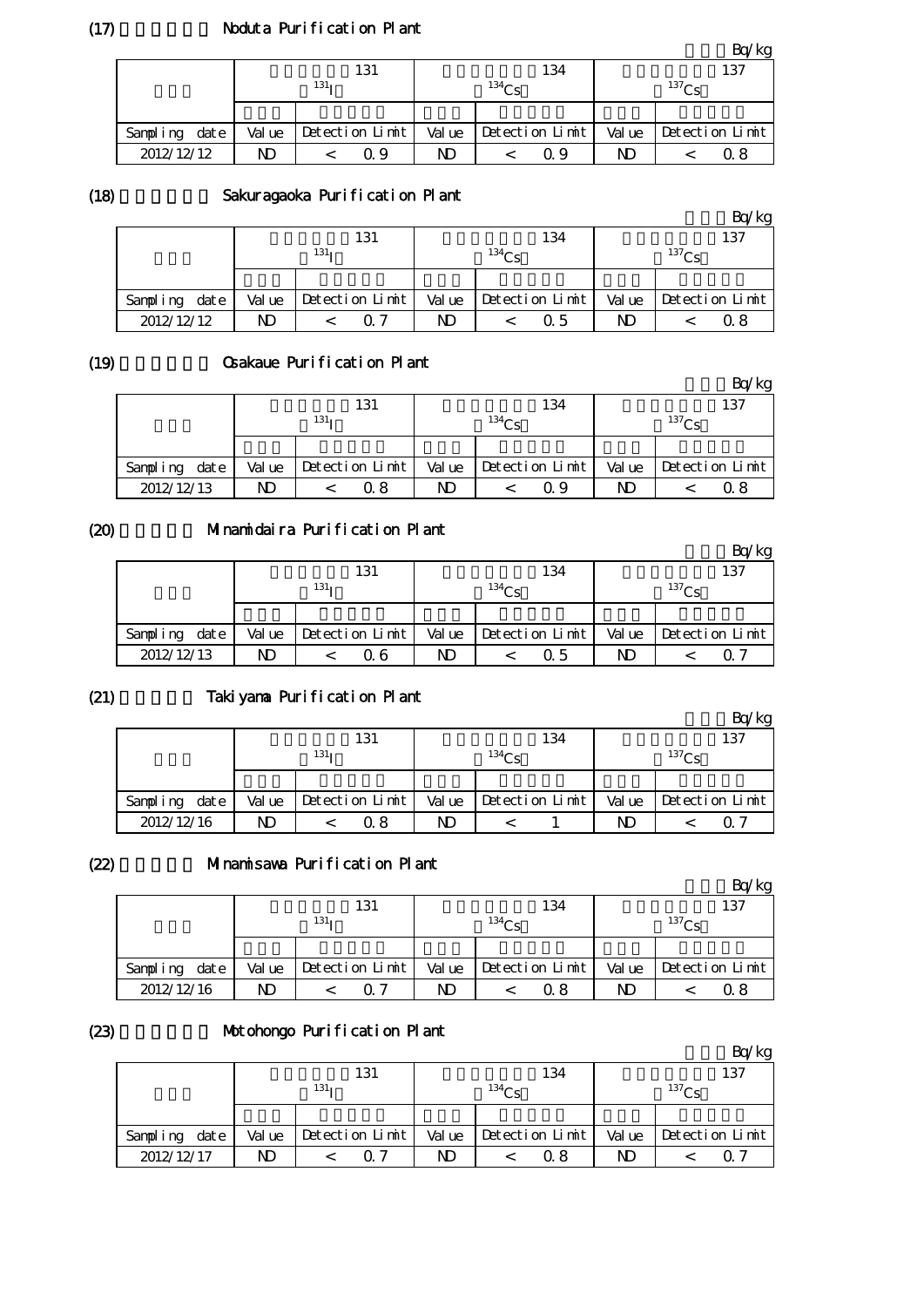## (17) Noduta Purification Plant

Bq/kg

| | 131 $^{131}I$ | | 134 $^{134}Cs$ | | 137 $^{137}Cs$ | |
|---|---|---|---|---|---|---|
| Sampling date | Value | Detection Limit | Value | Detection Limit | Value | Detection Limit |
| 2012/12/12 | ND | < 0.9 | ND | < 0.9 | ND | < 0.8 |

## (18) Sakuragaoka Purification Plant

Bq/kg

| | 131 $^{131}I$ | | 134 $^{134}Cs$ | | 137 $^{137}Cs$ | |
|---|---|---|---|---|---|---|
| Sampling date | Value | Detection Limit | Value | Detection Limit | Value | Detection Limit |
| 2012/12/12 | ND | < 0.7 | ND | < 0.5 | ND | < 0.8 |

## (19) Osakaue Purification Plant

Bq/kg

| | 131 $^{131}I$ | | 134 $^{134}Cs$ | | 137 $^{137}Cs$ | |
|---|---|---|---|---|---|---|
| Sampling date | Value | Detection Limit | Value | Detection Limit | Value | Detection Limit |
| 2012/12/13 | ND | < 0.8 | ND | < 0.9 | ND | < 0.8 |

## (20) Minamidaira Purification Plant

Bq/kg

| | 131 $^{131}I$ | | 134 $^{134}Cs$ | | 137 $^{137}Cs$ | |
|---|---|---|---|---|---|---|
| Sampling date | Value | Detection Limit | Value | Detection Limit | Value | Detection Limit |
| 2012/12/13 | ND | < 0.6 | ND | < 0.5 | ND | < 0.7 |

## (21) Takiyama Purification Plant

Bq/kg

| | 131 $^{131}I$ | | 134 $^{134}Cs$ | | 137 $^{137}Cs$ | |
|---|---|---|---|---|---|---|
| Sampling date | Value | Detection Limit | Value | Detection Limit | Value | Detection Limit |
| 2012/12/16 | ND | < 0.8 | ND | < 1 | ND | < 0.7 |

## (22) Minamisawa Purification Plant

Bq/kg

| | 131 $^{131}I$ | | 134 $^{134}Cs$ | | 137 $^{137}Cs$ | |
|---|---|---|---|---|---|---|
| Sampling date | Value | Detection Limit | Value | Detection Limit | Value | Detection Limit |
| 2012/12/16 | ND | < 0.7 | ND | < 0.8 | ND | < 0.8 |

## (23) Motohongo Purification Plant

Bq/kg

| | 131 $^{131}I$ | | 134 $^{134}Cs$ | | 137 $^{137}Cs$ | |
|---|---|---|---|---|---|---|
| Sampling date | Value | Detection Limit | Value | Detection Limit | Value | Detection Limit |
| 2012/12/17 | ND | < 0.7 | ND | < 0.8 | ND | < 0.7 |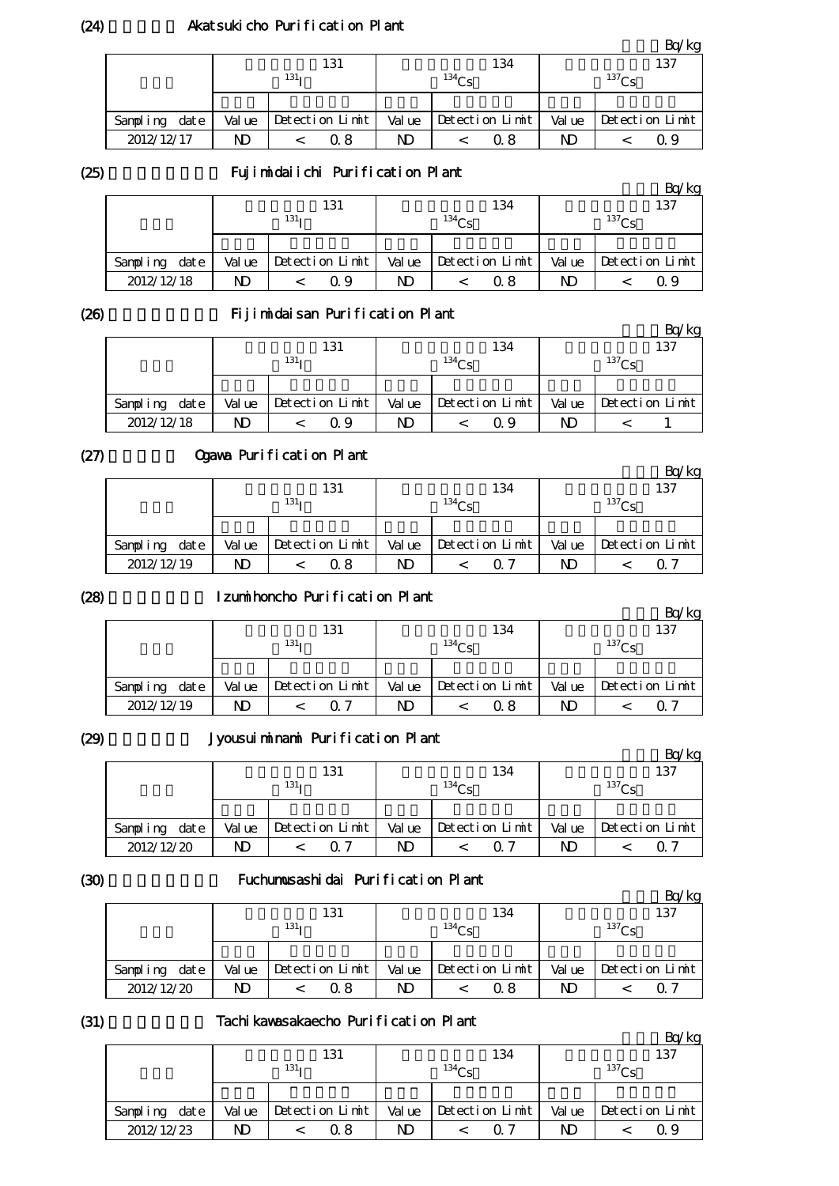(24) Akatsukicho Purification Plant

Bq/kg

| | 131 $^{131}$I | | 134 $^{134}$Cs | | 137 $^{137}$Cs | |
|---|---|---|---|---|---|---|
| Sampling date | Value | Detection Limit | Value | Detection Limit | Value | Detection Limit |
| 2012/12/17 | ND | < 0.8 | ND | < 0.8 | ND | < 0.9 |

(25) Fujimidaiichi Purification Plant

Bq/kg

| | 131 $^{131}$I | | 134 $^{134}$Cs | | 137 $^{137}$Cs | |
|---|---|---|---|---|---|---|
| Sampling date | Value | Detection Limit | Value | Detection Limit | Value | Detection Limit |
| 2012/12/18 | ND | < 0.9 | ND | < 0.8 | ND | < 0.9 |

(26) Fijimidaisan Purification Plant

Bq/kg

| | 131 $^{131}$I | | 134 $^{134}$Cs | | 137 $^{137}$Cs | |
|---|---|---|---|---|---|---|
| Sampling date | Value | Detection Limit | Value | Detection Limit | Value | Detection Limit |
| 2012/12/18 | ND | < 0.9 | ND | < 0.9 | ND | < 1 |

(27) Ogawa Purification Plant

Bq/kg

| | 131 $^{131}$I | | 134 $^{134}$Cs | | 137 $^{137}$Cs | |
|---|---|---|---|---|---|---|
| Sampling date | Value | Detection Limit | Value | Detection Limit | Value | Detection Limit |
| 2012/12/19 | ND | < 0.8 | ND | < 0.7 | ND | < 0.7 |

(28) Izumihoncho Purification Plant

Bq/kg

| | 131 $^{131}$I | | 134 $^{134}$Cs | | 137 $^{137}$Cs | |
|---|---|---|---|---|---|---|
| Sampling date | Value | Detection Limit | Value | Detection Limit | Value | Detection Limit |
| 2012/12/19 | ND | < 0.7 | ND | < 0.8 | ND | < 0.7 |

(29) Jyousuiminami Purification Plant

Bq/kg

| | 131 $^{131}$I | | 134 $^{134}$Cs | | 137 $^{137}$Cs | |
|---|---|---|---|---|---|---|
| Sampling date | Value | Detection Limit | Value | Detection Limit | Value | Detection Limit |
| 2012/12/20 | ND | < 0.7 | ND | < 0.7 | ND | < 0.7 |

(30) Fuchumusashidai Purification Plant

Bq/kg

| | 131 $^{131}$I | | 134 $^{134}$Cs | | 137 $^{137}$Cs | |
|---|---|---|---|---|---|---|
| Sampling date | Value | Detection Limit | Value | Detection Limit | Value | Detection Limit |
| 2012/12/20 | ND | < 0.8 | ND | < 0.8 | ND | < 0.7 |

(31) Tachikawasakaecho Purification Plant

Bq/kg

| | 131 $^{131}$I | | 134 $^{134}$Cs | | 137 $^{137}$Cs | |
|---|---|---|---|---|---|---|
| Sampling date | Value | Detection Limit | Value | Detection Limit | Value | Detection Limit |
| 2012/12/23 | ND | < 0.8 | ND | < 0.7 | ND | < 0.9 |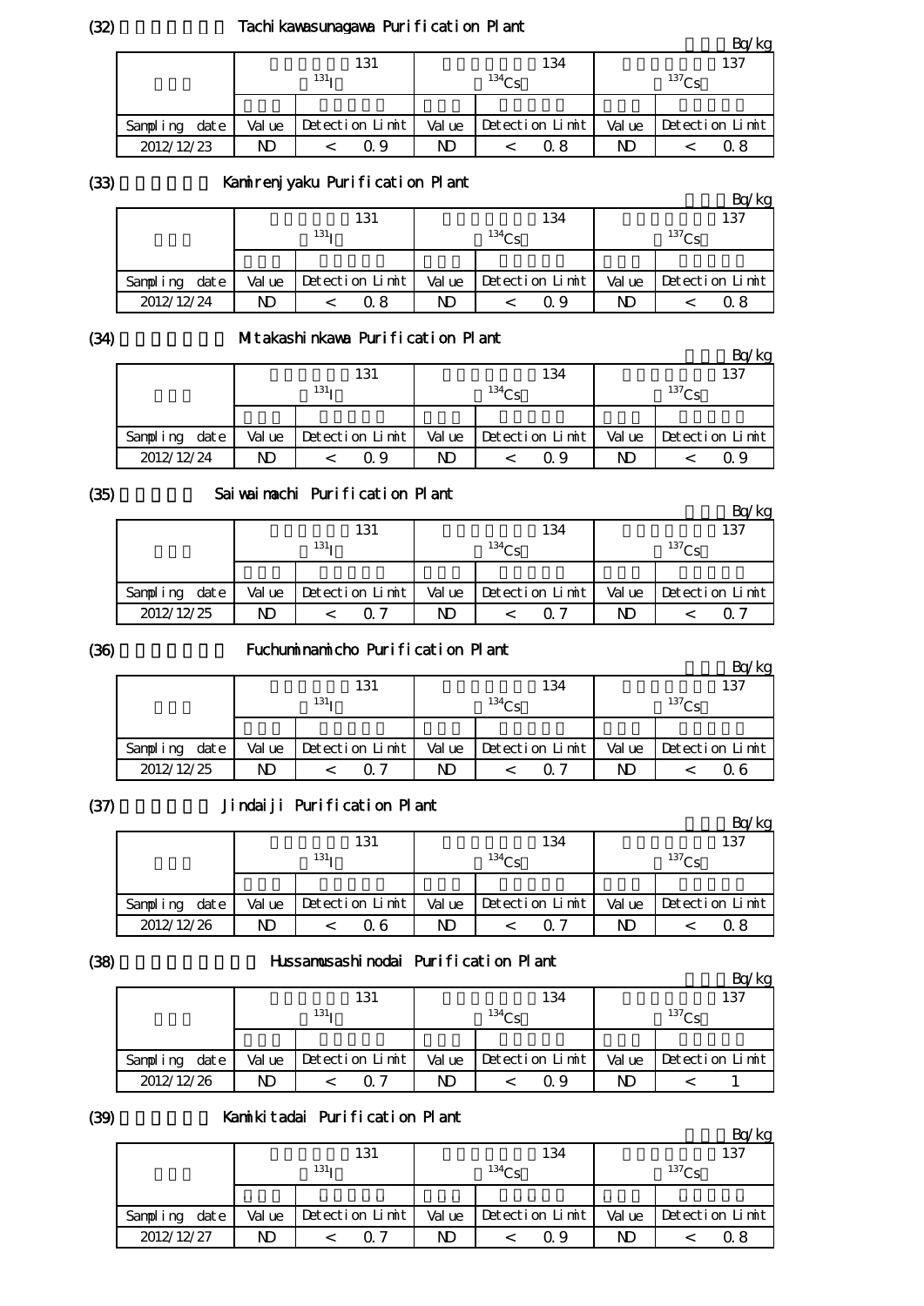(32) Tachikawasunagawa Purification Plant

Bq/kg

| | 131 $^{131}I$ | | 134 $^{134}Cs$ | | 137 $^{137}Cs$ | |
|---|---|---|---|---|---|---|
| Sampling date | Value | Detection Limit | Value | Detection Limit | Value | Detection Limit |
| 2012/12/23 | ND | < 0.9 | ND | < 0.8 | ND | < 0.8 |

(33) Kamirenjyaku Purification Plant

Bq/kg

| | 131 $^{131}I$ | | 134 $^{134}Cs$ | | 137 $^{137}Cs$ | |
|---|---|---|---|---|---|---|
| Sampling date | Value | Detection Limit | Value | Detection Limit | Value | Detection Limit |
| 2012/12/24 | ND | < 0.8 | ND | < 0.9 | ND | < 0.8 |

(34) Mitakashinkawa Purification Plant

Bq/kg

| | 131 $^{131}I$ | | 134 $^{134}Cs$ | | 137 $^{137}Cs$ | |
|---|---|---|---|---|---|---|
| Sampling date | Value | Detection Limit | Value | Detection Limit | Value | Detection Limit |
| 2012/12/24 | ND | < 0.9 | ND | < 0.9 | ND | < 0.9 |

(35) Saiwaimachi Purification Plant

Bq/kg

| | 131 $^{131}I$ | | 134 $^{134}Cs$ | | 137 $^{137}Cs$ | |
|---|---|---|---|---|---|---|
| Sampling date | Value | Detection Limit | Value | Detection Limit | Value | Detection Limit |
| 2012/12/25 | ND | < 0.7 | ND | < 0.7 | ND | < 0.7 |

(36) Fuchuminamicho Purification Plant

Bq/kg

| | 131 $^{131}I$ | | 134 $^{134}Cs$ | | 137 $^{137}Cs$ | |
|---|---|---|---|---|---|---|
| Sampling date | Value | Detection Limit | Value | Detection Limit | Value | Detection Limit |
| 2012/12/25 | ND | < 0.7 | ND | < 0.7 | ND | < 0.6 |

(37) Jindaiji Purification Plant

Bq/kg

| | 131 $^{131}I$ | | 134 $^{134}Cs$ | | 137 $^{137}Cs$ | |
|---|---|---|---|---|---|---|
| Sampling date | Value | Detection Limit | Value | Detection Limit | Value | Detection Limit |
| 2012/12/26 | ND | < 0.6 | ND | < 0.7 | ND | < 0.8 |

(38) Hussamusashinodai Purification Plant

Bq/kg

| | 131 $^{131}I$ | | 134 $^{134}Cs$ | | 137 $^{137}Cs$ | |
|---|---|---|---|---|---|---|
| Sampling date | Value | Detection Limit | Value | Detection Limit | Value | Detection Limit |
| 2012/12/26 | ND | < 0.7 | ND | < 0.9 | ND | < 1 |

(39) Kamikitadai Purification Plant

Bq/kg

| | 131 $^{131}I$ | | 134 $^{134}Cs$ | | 137 $^{137}Cs$ | |
|---|---|---|---|---|---|---|
| Sampling date | Value | Detection Limit | Value | Detection Limit | Value | Detection Limit |
| 2012/12/27 | ND | < 0.7 | ND | < 0.9 | ND | < 0.8 |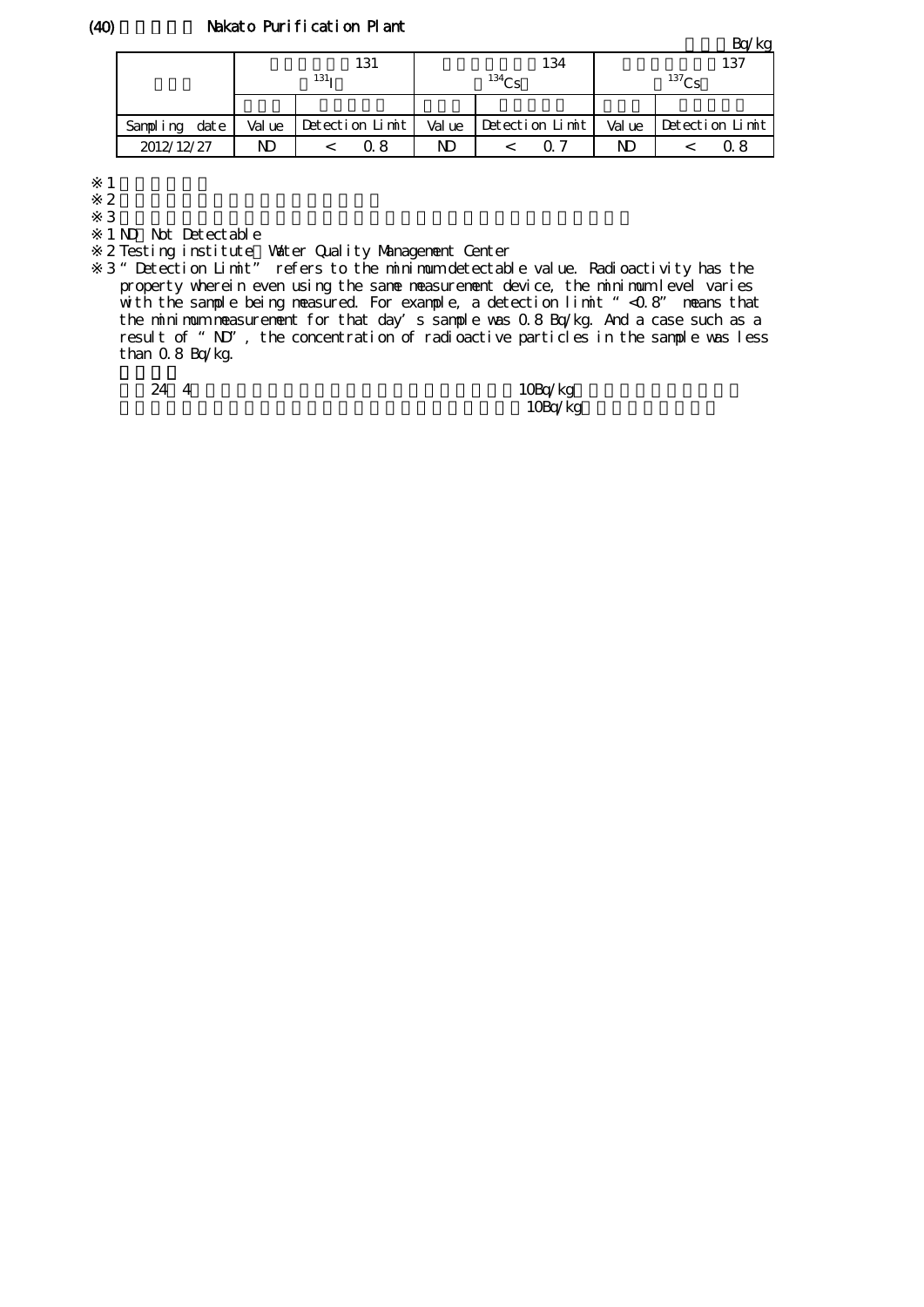## (40) Nakato Purification Plant

Bq/kg

| | 131 ($^{131}$I) | | 134 ($^{134}$Cs) | | 137 ($^{137}$Cs) | |
|---|---|---|---|---|---|---|
| Sampling date | Value | Detection Limit | Value | Detection Limit | Value | Detection Limit |
| 2012/12/27 | ND | < 0.8 | ND | < 0.7 | ND | < 0.8 |

※1

※2

※3

※1 ND Not Detectable

※2 Testing institute Water Quality Management Center

※3 "Detection Limit" refers to the minimum detectable value. Radioactivity has the property wherein even using the same measurement device, the minimum level varies with the sample being measured. For example, a detection limit "<0.8" means that the minimum measurement for that day's sample was 0.8 Bq/kg. And a case such as a result of "ND", the concentration of radioactive particles in the sample was less than 0.8 Bq/kg.

24 4 10Bq/kg

10Bq/kg